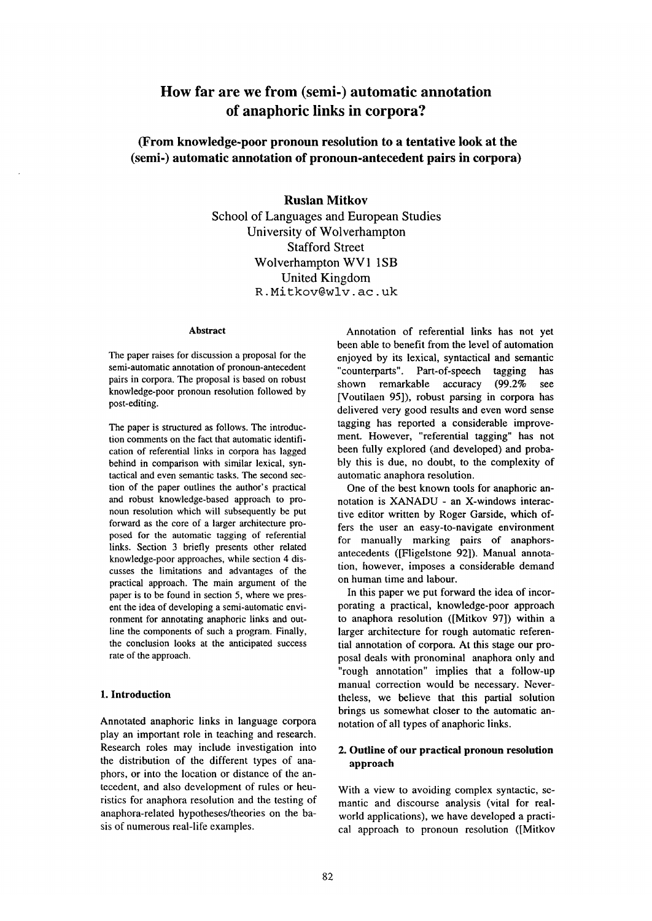# How far are we from (semi-) automatic annotation of anaphoric links in corpora?

## (From knowledge-poor pronoun resolution to a tentative look at the (semi-) automatic annotation of pronoun-antecedent pairs in corpora)

**Ruslan Mitkov**

School of Languages and European Studies
University of Wolverhampton
Stafford Street
Wolverhampton WV1 1SB
United Kingdom
R.Mitkov@wlv.ac.uk

### Abstract

The paper raises for discussion a proposal for the semi-automatic annotation of pronoun-antecedent pairs in corpora. The proposal is based on robust knowledge-poor pronoun resolution followed by post-editing.

The paper is structured as follows. The introduction comments on the fact that automatic identification of referential links in corpora has lagged behind in comparison with similar lexical, syntactical and even semantic tasks. The second section of the paper outlines the author's practical and robust knowledge-based approach to pronoun resolution which will subsequently be put forward as the core of a larger architecture proposed for the automatic tagging of referential links. Section 3 briefly presents other related knowledge-poor approaches, while section 4 discusses the limitations and advantages of the practical approach. The main argument of the paper is to be found in section 5, where we present the idea of developing a semi-automatic environment for annotating anaphoric links and outline the components of such a program. Finally, the conclusion looks at the anticipated success rate of the approach.

### 1. Introduction

Annotated anaphoric links in language corpora play an important role in teaching and research. Research roles may include investigation into the distribution of the different types of anaphors, or into the location or distance of the antecedent, and also development of rules or heuristics for anaphora resolution and the testing of anaphora-related hypotheses/theories on the basis of numerous real-life examples.

Annotation of referential links has not yet been able to benefit from the level of automation enjoyed by its lexical, syntactical and semantic "counterparts". Part-of-speech tagging has shown remarkable accuracy (99.2% see [Voutilaen 95]), robust parsing in corpora has delivered very good results and even word sense tagging has reported a considerable improvement. However, "referential tagging" has not been fully explored (and developed) and probably this is due, no doubt, to the complexity of automatic anaphora resolution.

One of the best known tools for anaphoric annotation is XANADU - an X-windows interactive editor written by Roger Garside, which offers the user an easy-to-navigate environment for manually marking pairs of anaphors-antecedents ([Fligelstone 92]). Manual annotation, however, imposes a considerable demand on human time and labour.

In this paper we put forward the idea of incorporating a practical, knowledge-poor approach to anaphora resolution ([Mitkov 97]) within a larger architecture for rough automatic referential annotation of corpora. At this stage our proposal deals with pronominal anaphora only and "rough annotation" implies that a follow-up manual correction would be necessary. Nevertheless, we believe that this partial solution brings us somewhat closer to the automatic annotation of all types of anaphoric links.

### 2. Outline of our practical pronoun resolution approach

With a view to avoiding complex syntactic, semantic and discourse analysis (vital for real-world applications), we have developed a practical approach to pronoun resolution ([Mitkov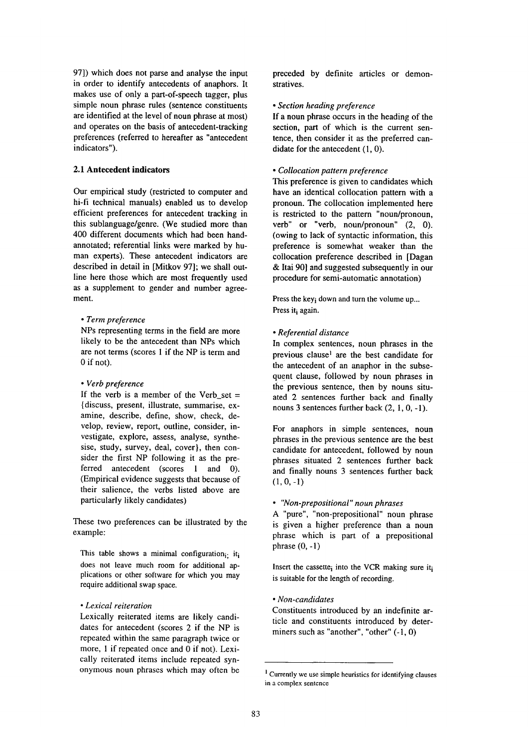97]) which does not parse and analyse the input in order to identify antecedents of anaphors. It makes use of only a part-of-speech tagger, plus simple noun phrase rules (sentence constituents are identified at the level of noun phrase at most) and operates on the basis of antecedent-tracking preferences (referred to hereafter as "antecedent indicators").

### 2.1 Antecedent indicators

Our empirical study (restricted to computer and hi-fi technical manuals) enabled us to develop efficient preferences for antecedent tracking in this sublanguage/genre. (We studied more than 400 different documents which had been hand-annotated; referential links were marked by human experts). These antecedent indicators are described in detail in [Mitkov 97]; we shall outline here those which are most frequently used as a supplement to gender and number agreement.

• *Term preference*

NPs representing terms in the field are more likely to be the antecedent than NPs which are not terms (scores 1 if the NP is term and 0 if not).

• *Verb preference*

If the verb is a member of the Verb_set = {discuss, present, illustrate, summarise, examine, describe, define, show, check, develop, review, report, outline, consider, investigate, explore, assess, analyse, synthesise, study, survey, deal, cover}, then consider the first NP following it as the preferred antecedent (scores 1 and 0). (Empirical evidence suggests that because of their salience, the verbs listed above are particularly likely candidates)

These two preferences can be illustrated by the example:

This table shows a minimal configuration$_i$; it$_i$ does not leave much room for additional applications or other software for which you may require additional swap space.

• *Lexical reiteration*

Lexically reiterated items are likely candidates for antecedent (scores 2 if the NP is repeated within the same paragraph twice or more, 1 if repeated once and 0 if not). Lexically reiterated items include repeated synonymous noun phrases which may often be preceded by definite articles or demonstratives.

• *Section heading preference*

If a noun phrase occurs in the heading of the section, part of which is the current sentence, then consider it as the preferred candidate for the antecedent (1, 0).

• *Collocation pattern preference*

This preference is given to candidates which have an identical collocation pattern with a pronoun. The collocation implemented here is restricted to the pattern "noun/pronoun, verb" or "verb, noun/pronoun" (2, 0). (owing to lack of syntactic information, this preference is somewhat weaker than the collocation preference described in [Dagan & Itai 90] and suggested subsequently in our procedure for semi-automatic annotation)

Press the key$_i$ down and turn the volume up... Press it$_i$ again.

• *Referential distance*

In complex sentences, noun phrases in the previous clause[1] are the best candidate for the antecedent of an anaphor in the subsequent clause, followed by noun phrases in the previous sentence, then by nouns situated 2 sentences further back and finally nouns 3 sentences further back (2, 1, 0, -1).

For anaphors in simple sentences, noun phrases in the previous sentence are the best candidate for antecedent, followed by noun phrases situated 2 sentences further back and finally nouns 3 sentences further back (1, 0, -1)

• *"Non-prepositional" noun phrases*

A "pure", "non-prepositional" noun phrase is given a higher preference than a noun phrase which is part of a prepositional phrase (0, -1)

Insert the cassette$_i$ into the VCR making sure it$_i$ is suitable for the length of recording.

• *Non-candidates*

Constituents introduced by an indefinite article and constituents introduced by determiners such as "another", "other" (-1, 0)

[1] Currently we use simple heuristics for identifying clauses in a complex sentence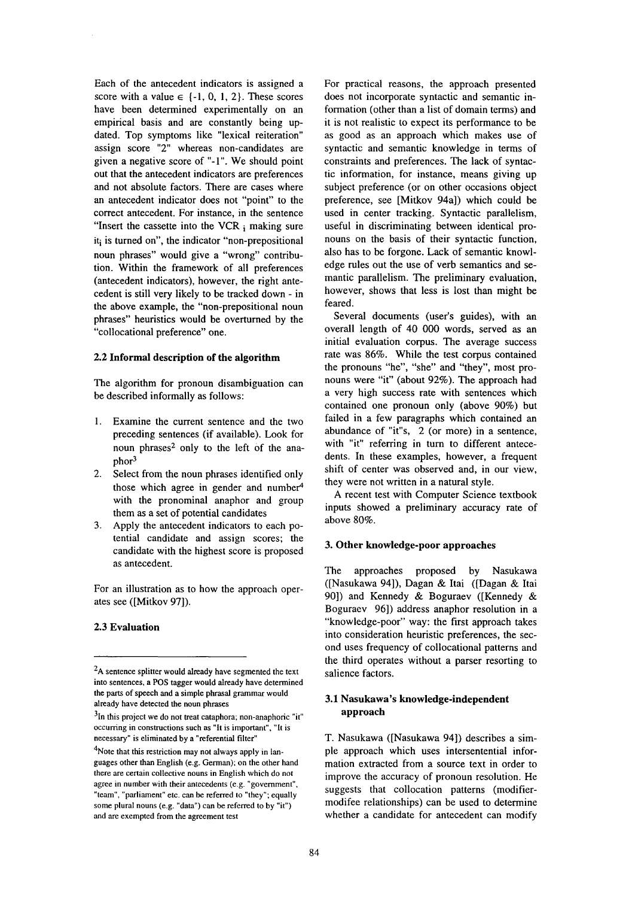Each of the antecedent indicators is assigned a score with a value ∈ {-1, 0, 1, 2}. These scores have been determined experimentally on an empirical basis and are constantly being updated. Top symptoms like "lexical reiteration" assign score "2" whereas non-candidates are given a negative score of "-1". We should point out that the antecedent indicators are preferences and not absolute factors. There are cases where an antecedent indicator does not "point" to the correct antecedent. For instance, in the sentence "Insert the cassette into the VCR $_i$ making sure it$_i$ is turned on", the indicator "non-prepositional noun phrases" would give a "wrong" contribution. Within the framework of all preferences (antecedent indicators), however, the right antecedent is still very likely to be tracked down - in the above example, the "non-prepositional noun phrases" heuristics would be overturned by the "collocational preference" one.

### 2.2 Informal description of the algorithm

The algorithm for pronoun disambiguation can be described informally as follows:

1. Examine the current sentence and the two preceding sentences (if available). Look for noun phrases[2] only to the left of the anaphor[3]
2. Select from the noun phrases identified only those which agree in gender and number[4] with the pronominal anaphor and group them as a set of potential candidates
3. Apply the antecedent indicators to each potential candidate and assign scores; the candidate with the highest score is proposed as antecedent.

For an illustration as to how the approach operates see ([Mitkov 97]).

### 2.3 Evaluation

For practical reasons, the approach presented does not incorporate syntactic and semantic information (other than a list of domain terms) and it is not realistic to expect its performance to be as good as an approach which makes use of syntactic and semantic knowledge in terms of constraints and preferences. The lack of syntactic information, for instance, means giving up subject preference (or on other occasions object preference, see [Mitkov 94a]) which could be used in center tracking. Syntactic parallelism, useful in discriminating between identical pronouns on the basis of their syntactic function, also has to be forgone. Lack of semantic knowledge rules out the use of verb semantics and semantic parallelism. The preliminary evaluation, however, shows that less is lost than might be feared.

Several documents (user's guides), with an overall length of 40 000 words, served as an initial evaluation corpus. The average success rate was 86%. While the test corpus contained the pronouns "he", "she" and "they", most pronouns were "it" (about 92%). The approach had a very high success rate with sentences which contained one pronoun only (above 90%) but failed in a few paragraphs which contained an abundance of "it"s, 2 (or more) in a sentence, with "it" referring in turn to different antecedents. In these examples, however, a frequent shift of center was observed and, in our view, they were not written in a natural style.

A recent test with Computer Science textbook inputs showed a preliminary accuracy rate of above 80%.

## 3. Other knowledge-poor approaches

The approaches proposed by Nasukawa ([Nasukawa 94]), Dagan & Itai ([Dagan & Itai 90]) and Kennedy & Boguraev ([Kennedy & Boguraev 96]) address anaphor resolution in a "knowledge-poor" way: the first approach takes into consideration heuristic preferences, the second uses frequency of collocational patterns and the third operates without a parser resorting to salience factors.

### 3.1 Nasukawa's knowledge-independent approach

T. Nasukawa ([Nasukawa 94]) describes a simple approach which uses intersentential information extracted from a source text in order to improve the accuracy of pronoun resolution. He suggests that collocation patterns (modifier-modifee relationships) can be used to determine whether a candidate for antecedent can modify

---

[2] A sentence splitter would already have segmented the text into sentences, a POS tagger would already have determined the parts of speech and a simple phrasal grammar would already have detected the noun phrases

[3] In this project we do not treat cataphora; non-anaphoric "it" occurring in constructions such as "It is important", "It is necessary" is eliminated by a "referential filter"

[4] Note that this restriction may not always apply in languages other than English (e.g. German); on the other hand there are certain collective nouns in English which do not agree in number with their antecedents (e.g. "government", "team", "parliament" etc. can be referred to "they"; equally some plural nouns (e.g. "data") can be referred to by "it") and are exempted from the agreement test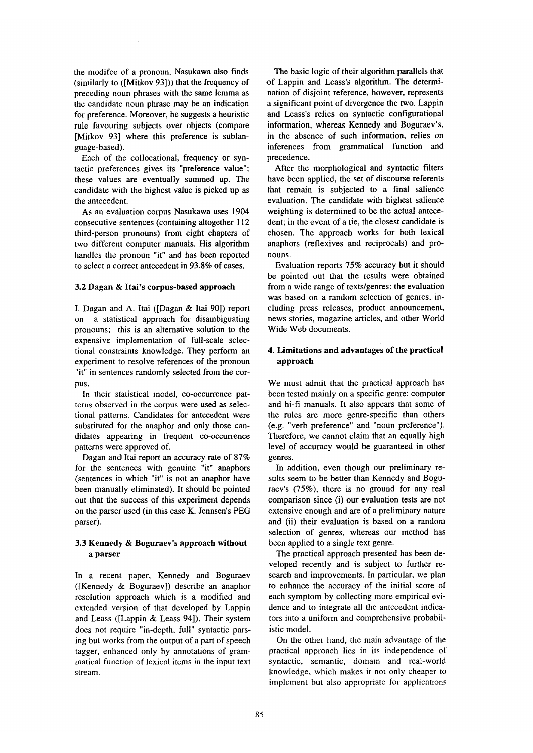the modifee of a pronoun. Nasukawa also finds (similarly to ([Mitkov 93])) that the frequency of preceding noun phrases with the same lemma as the candidate noun phrase may be an indication for preference. Moreover, he suggests a heuristic rule favouring subjects over objects (compare [Mitkov 93] where this preference is sublanguage-based).

Each of the collocational, frequency or syntactic preferences gives its "preference value"; these values are eventually summed up. The candidate with the highest value is picked up as the antecedent.

As an evaluation corpus Nasukawa uses 1904 consecutive sentences (containing altogether 112 third-person pronouns) from eight chapters of two different computer manuals. His algorithm handles the pronoun "it" and has been reported to select a correct antecedent in 93.8% of cases.

### 3.2 Dagan & Itai's corpus-based approach

I. Dagan and A. Itai ([Dagan & Itai 90]) report on a statistical approach for disambiguating pronouns; this is an alternative solution to the expensive implementation of full-scale selectional constraints knowledge. They perform an experiment to resolve references of the pronoun "it" in sentences randomly selected from the corpus.

In their statistical model, co-occurrence patterns observed in the corpus were used as selectional patterns. Candidates for antecedent were substituted for the anaphor and only those candidates appearing in frequent co-occurrence patterns were approved of.

Dagan and Itai report an accuracy rate of 87% for the sentences with genuine "it" anaphors (sentences in which "it" is not an anaphor have been manually eliminated). It should be pointed out that the success of this experiment depends on the parser used (in this case K. Jennsen's PEG parser).

### 3.3 Kennedy & Boguraev's approach without a parser

In a recent paper, Kennedy and Boguraev ([Kennedy & Boguraev]) describe an anaphor resolution approach which is a modified and extended version of that developed by Lappin and Leass ([Lappin & Leass 94]). Their system does not require "in-depth, full" syntactic parsing but works from the output of a part of speech tagger, enhanced only by annotations of grammatical function of lexical items in the input text stream.

The basic logic of their algorithm parallels that of Lappin and Leass's algorithm. The determination of disjoint reference, however, represents a significant point of divergence the two. Lappin and Leass's relies on syntactic configurational information, whereas Kennedy and Boguraev's, in the absence of such information, relies on inferences from grammatical function and precedence.

After the morphological and syntactic filters have been applied, the set of discourse referents that remain is subjected to a final salience evaluation. The candidate with highest salience weighting is determined to be the actual antecedent; in the event of a tie, the closest candidate is chosen. The approach works for both lexical anaphors (reflexives and reciprocals) and pronouns.

Evaluation reports 75% accuracy but it should be pointed out that the results were obtained from a wide range of texts/genres: the evaluation was based on a random selection of genres, including press releases, product announcement, news stories, magazine articles, and other World Wide Web documents.

## 4. Limitations and advantages of the practical approach

We must admit that the practical approach has been tested mainly on a specific genre: computer and hi-fi manuals. It also appears that some of the rules are more genre-specific than others (e.g. "verb preference" and "noun preference"). Therefore, we cannot claim that an equally high level of accuracy would be guaranteed in other genres.

In addition, even though our preliminary results seem to be better than Kennedy and Boguraev's (75%), there is no ground for any real comparison since (i) our evaluation tests are not extensive enough and are of a preliminary nature and (ii) their evaluation is based on a random selection of genres, whereas our method has been applied to a single text genre.

The practical approach presented has been developed recently and is subject to further research and improvements. In particular, we plan to enhance the accuracy of the initial score of each symptom by collecting more empirical evidence and to integrate all the antecedent indicators into a uniform and comprehensive probabilistic model.

On the other hand, the main advantage of the practical approach lies in its independence of syntactic, semantic, domain and real-world knowledge, which makes it not only cheaper to implement but also appropriate for applications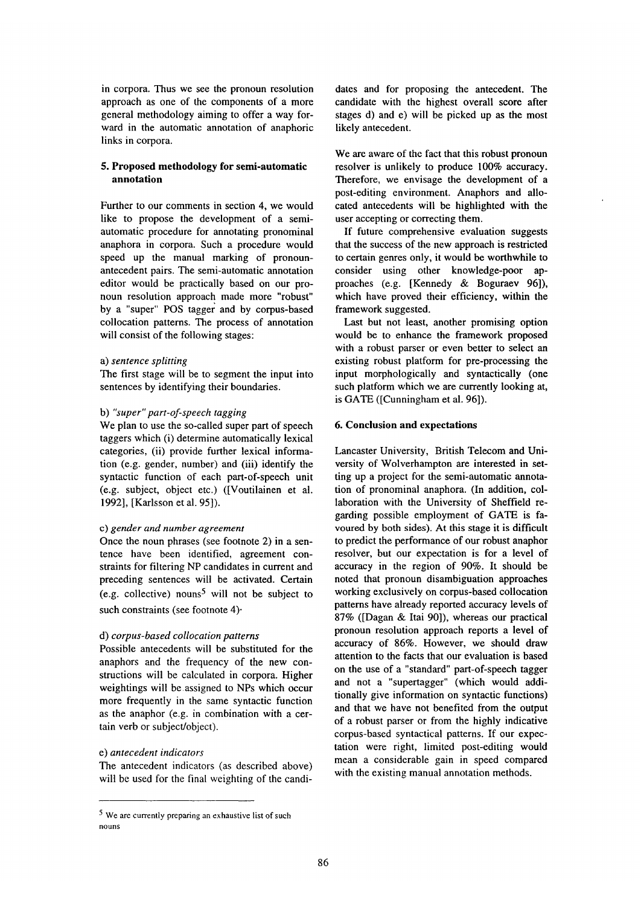in corpora. Thus we see the pronoun resolution approach as one of the components of a more general methodology aiming to offer a way forward in the automatic annotation of anaphoric links in corpora.

## 5. Proposed methodology for semi-automatic annotation

Further to our comments in section 4, we would like to propose the development of a semi-automatic procedure for annotating pronominal anaphora in corpora. Such a procedure would speed up the manual marking of pronoun-antecedent pairs. The semi-automatic annotation editor would be practically based on our pronoun resolution approach made more "robust" by a "super" POS tagger and by corpus-based collocation patterns. The process of annotation will consist of the following stages:

a) *sentence splitting*

The first stage will be to segment the input into sentences by identifying their boundaries.

b) *"super" part-of-speech tagging*

We plan to use the so-called super part of speech taggers which (i) determine automatically lexical categories, (ii) provide further lexical information (e.g. gender, number) and (iii) identify the syntactic function of each part-of-speech unit (e.g. subject, object etc.) ([Voutilainen et al. 1992], [Karlsson et al. 95]).

c) *gender and number agreement*

Once the noun phrases (see footnote 2) in a sentence have been identified, agreement constraints for filtering NP candidates in current and preceding sentences will be activated. Certain (e.g. collective) nouns[5] will not be subject to such constraints (see footnote 4).

d) *corpus-based collocation patterns*

Possible antecedents will be substituted for the anaphors and the frequency of the new constructions will be calculated in corpora. Higher weightings will be assigned to NPs which occur more frequently in the same syntactic function as the anaphor (e.g. in combination with a certain verb or subject/object).

e) *antecedent indicators*

The antecedent indicators (as described above) will be used for the final weighting of the candidates and for proposing the antecedent. The candidate with the highest overall score after stages d) and e) will be picked up as the most likely antecedent.

We are aware of the fact that this robust pronoun resolver is unlikely to produce 100% accuracy. Therefore, we envisage the development of a post-editing environment. Anaphors and allocated antecedents will be highlighted with the user accepting or correcting them.

If future comprehensive evaluation suggests that the success of the new approach is restricted to certain genres only, it would be worthwhile to consider using other knowledge-poor approaches (e.g. [Kennedy & Boguraev 96]), which have proved their efficiency, within the framework suggested.

Last but not least, another promising option would be to enhance the framework proposed with a robust parser or even better to select an existing robust platform for pre-processing the input morphologically and syntactically (one such platform which we are currently looking at, is GATE ([Cunningham et al. 96]).

## 6. Conclusion and expectations

Lancaster University, British Telecom and University of Wolverhampton are interested in setting up a project for the semi-automatic annotation of pronominal anaphora. (In addition, collaboration with the University of Sheffield regarding possible employment of GATE is favoured by both sides). At this stage it is difficult to predict the performance of our robust anaphor resolver, but our expectation is for a level of accuracy in the region of 90%. It should be noted that pronoun disambiguation approaches working exclusively on corpus-based collocation patterns have already reported accuracy levels of 87% ([Dagan & Itai 90]), whereas our practical pronoun resolution approach reports a level of accuracy of 86%. However, we should draw attention to the facts that our evaluation is based on the use of a "standard" part-of-speech tagger and not a "supertagger" (which would additionally give information on syntactic functions) and that we have not benefited from the output of a robust parser or from the highly indicative corpus-based syntactical patterns. If our expectation were right, limited post-editing would mean a considerable gain in speed compared with the existing manual annotation methods.

---

[5] We are currently preparing an exhaustive list of such nouns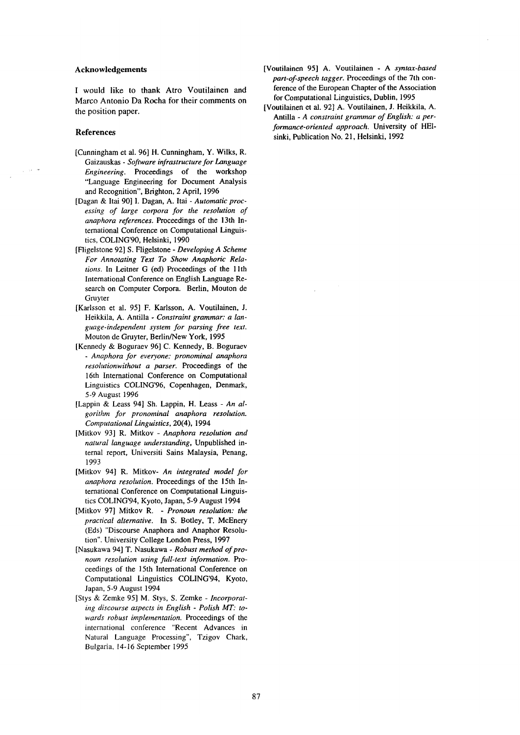## Acknowledgements

I would like to thank Atro Voutilainen and Marco Antonio Da Rocha for their comments on the position paper.

## References

[Cunningham et al. 96] H. Cunningham, Y. Wilks, R. Gaizauskas - *Software infrastructure for Language Engineering*. Proceedings of the workshop "Language Engineering for Document Analysis and Recognition", Brighton, 2 April, 1996

[Dagan & Itai 90] I. Dagan, A. Itai - *Automatic processing of large corpora for the resolution of anaphora references*. Proceedings of the 13th International Conference on Computational Linguistics, COLING'90, Helsinki, 1990

[Fligelstone 92] S. Fligelstone - *Developing A Scheme For Annotating Text To Show Anaphoric Relations*. In Leitner G (ed) Proceedings of the 11th International Conference on English Language Research on Computer Corpora. Berlin, Mouton de Gruyter

[Karlsson et al. 95] F. Karlsson, A. Voutilainen, J. Heikkila, A. Antilla - *Constraint grammar: a language-independent system for parsing free text*. Mouton de Gruyter, Berlin/New York, 1995

[Kennedy & Boguraev 96] C. Kennedy, B. Boguraev - *Anaphora for everyone: pronominal anaphora resolutionwithout a parser*. Proceedings of the 16th International Conference on Computational Linguistics COLING'96, Copenhagen, Denmark, 5-9 August 1996

[Lappin & Leass 94] Sh. Lappin, H. Leass - *An algorithm for pronominal anaphora resolution*. *Computational Linguistics*, 20(4), 1994

[Mitkov 93] R. Mitkov - *Anaphora resolution and natural language understanding*, Unpublished internal report, Universiti Sains Malaysia, Penang, 1993

[Mitkov 94] R. Mitkov- *An integrated model for anaphora resolution*. Proceedings of the 15th International Conference on Computational Linguistics COLING'94, Kyoto, Japan, 5-9 August 1994

[Mitkov 97] Mitkov R. - *Pronoun resolution: the practical alternative*. In S. Botley, T. McEnery (Eds) "Discourse Anaphora and Anaphor Resolution". University College London Press, 1997

[Nasukawa 94] T. Nasukawa - *Robust method of pronoun resolution using full-text information*. Proceedings of the 15th International Conference on Computational Linguistics COLING'94, Kyoto, Japan, 5-9 August 1994

[Stys & Zemke 95] M. Stys, S. Zemke - *Incorporating discourse aspects in English - Polish MT: towards robust implementation*. Proceedings of the international conference "Recent Advances in Natural Language Processing", Tzigov Chark, Bulgaria, 14-16 September 1995

[Voutilainen 95] A. Voutilainen - A *syntax-based part-of-speech tagger*. Proceedings of the 7th conference of the European Chapter of the Association for Computational Linguistics, Dublin, 1995

[Voutilainen et al. 92] A. Voutilainen, J. Heikkila, A. Antilla - *A constraint grammar of English: a performance-oriented approach*. University of HElsinki, Publication No. 21, Helsinki, 1992